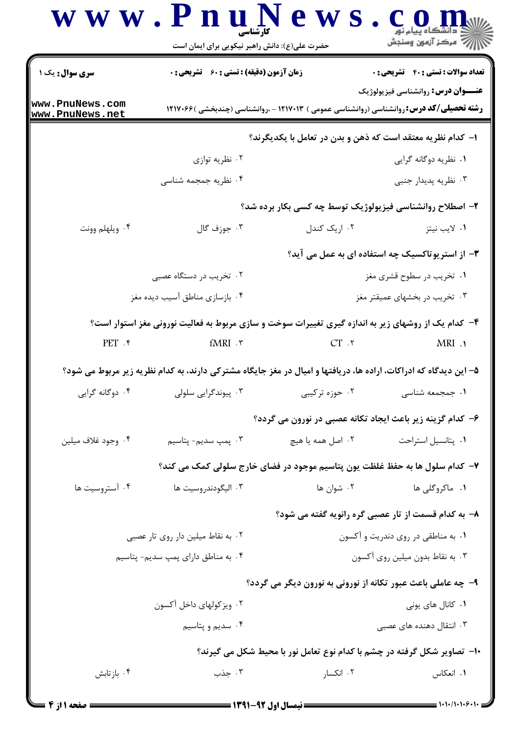**سری سوال:** یک ۱

**زمان آزمون (دقیقه) : تستی : ۶۰ تشریحی : ۰**

**تعداد سوالات : تستی : ۴۰ تشریحی : ۰**

**عنـــوان درس:** روانشناسی فیزیولوژیک

**رشته تحصیلی/کد درس:** روانشناسی (روانشناسی عمومی ) ۱۲۱۷۰۱۳ - ،روانشناسی (چندبخشی )۱۲۱۷۰۶۶

**۱- کدام نظریه معتقد است که ذهن و بدن در تعامل با یکدیگرند؟**

۱. نظریه دوگانه گرایی

۲. نظریه توازی

۳. نظریه پدیدار جنبی

۴. نظریه جمجمه شناسی

**۲- اصطلاح روانشناسی فیزیولوژیک توسط چه کسی بکار برده شد؟**

۱. لایب نیتز

۲. اریک کندل

۳. جوزف گال

۴. ویلهلم وونت

**۳- از استریوتاکسیک چه استفاده ای به عمل می آید؟**

۱. تخریب در سطوح قشری مغز

۲. تخریب در دستگاه عصبی

۳. تخریب در بخشهای عمیقتر مغز

۴. بازسازی مناطق آسیب دیده مغز

**۴- کدام یک از روشهای زیر به اندازه گیری تغییرات سوخت و سازی مربوط به فعالیت نورونی مغز استوار است؟**

۱. MRI

۲. CT

۳. fMRI

۴. PET

**۵- این دیدگاه که ادراکات، اراده ها، دریافتها و امیال در مغز جایگاه مشترکی دارند، به کدام نظریه زیر مربوط می شود؟**

۱. جمجمه شناسی

۲. حوزه ترکیبی

۳. پیوندگرایی سلولی

۴. دوگانه گرایی

**۶- کدام گزینه زیر باعث ایجاد تکانه عصبی در نورون می گردد؟**

۱. پتانسیل استراحت

۲. اصل همه یا هیچ

۳. پمپ سدیم- پتاسیم

۴. وجود غلاف میلین

**۷- کدام سلول ها به حفظ غلظت یون پتاسیم موجود در فضای خارج سلولی کمک می کند؟**

۱. ماکروگلی ها

۲. شوان ها

۳. الیگودندروسیت ها

۴. آستروسیت ها

**۸- به کدام قسمت از تار عصبی گره رانویه گفته می شود؟**

۱. به مناطقی در روی دندریت و آکسون

۲. به نقاط میلین دار روی تار عصبی

۳. به نقاط بدون میلین روی آکسون

۴. به مناطق دارای پمپ سدیم- پتاسیم

**۹- چه عاملی باعث عبور تکانه از نورونی به نورون دیگر می گردد؟**

۱. کانال های یونی

۲. ویزکولهای داخل آکسون

۳. انتقال دهنده های عصبی

۴. سدیم و پتاسیم

**۱۰- تصاویر شکل گرفته در چشم با کدام نوع تعامل نور با محیط شکل می گیرند؟**

۱. انعکاس

۲. انکسار

۳. جذب

۴. بازتابش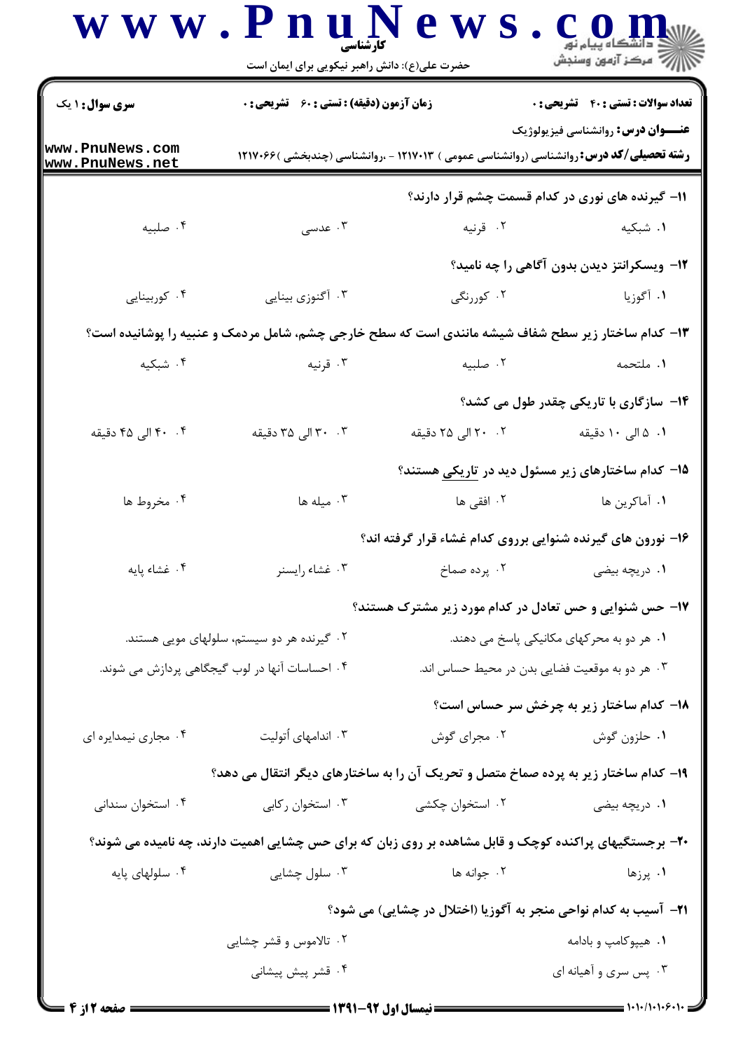**سری سوال:** ۱ یک

**زمان آزمون (دقیقه) : تستی : ۶۰ تشریحی : ۰**

**تعداد سوالات : تستی : ۴۰ تشریحی : ۰**

**عنـــوان درس:** روانشناسی فیزیولوژیک

**رشته تحصیلی/کد درس:** روانشناسی (روانشناسی عمومی ) ۱۲۱۷۰۱۳ - ،روانشناسی (چندبخشی )۱۲۱۷۰۶۶

**۱۱- گیرنده های نوری در کدام قسمت چشم قرار دارند؟**

۱. شبکیه
۲. قرنیه
۳. عدسی
۴. صلبیه

**۱۲- ویسکرانتز دیدن بدون آگاهی را چه نامید؟**

۱. آگوزیا
۲. کوررنگی
۳. آگنوزی بینایی
۴. کوربینایی

**۱۳- کدام ساختار زیر سطح شفاف شیشه مانندی است که سطح خارجی چشم، شامل مردمک و عنبیه را پوشانیده است؟**

۱. ملتحمه
۲. صلبیه
۳. قرنیه
۴. شبکیه

**۱۴- سازگاری با تاریکی چقدر طول می کشد؟**

۱. ۵ الی ۱۰ دقیقه
۲. ۲۰ الی ۲۵ دقیقه
۳. ۳۰ الی ۳۵ دقیقه
۴. ۴۰ الی ۴۵ دقیقه

**۱۵- کدام ساختارهای زیر مسئول دید در تاریکی هستند؟**

۱. آماکرین ها
۲. افقی ها
۳. میله ها
۴. مخروط ها

**۱۶- نورون های گیرنده شنوایی برروی کدام غشاء قرار گرفته اند؟**

۱. دریچه بیضی
۲. پرده صماخ
۳. غشاء رایسنر
۴. غشاء پایه

**۱۷- حس شنوایی و حس تعادل در کدام مورد زیر مشترک هستند؟**

۱. هر دو به محرکهای مکانیکی پاسخ می دهند.
۲. گیرنده هر دو سیستم، سلولهای مویی هستند.
۳. هر دو به موقعیت فضایی بدن در محیط حساس اند.
۴. احساسات آنها در لوب گیجگاهی پردازش می شوند.

**۱۸- کدام ساختار زیر به چرخش سر حساس است؟**

۱. حلزون گوش
۲. مجرای گوش
۳. اندامهای أتولیت
۴. مجاری نیمدایره ای

**۱۹- کدام ساختار زیر به پرده صماخ متصل و تحریک آن را به ساختارهای دیگر انتقال می دهد؟**

۱. دریچه بیضی
۲. استخوان چکشی
۳. استخوان رکابی
۴. استخوان سندانی

**۲۰- برجستگیهای پراکنده کوچک و قابل مشاهده بر روی زبان که برای حس چشایی اهمیت دارند، چه نامیده می شوند؟**

۱. پرزها
۲. جوانه ها
۳. سلول چشایی
۴. سلولهای پایه

**۲۱- آسیب به کدام نواحی منجر به آگوزیا (اختلال در چشایی) می شود؟**

۱. هیپوکامپ و بادامه
۲. تالاموس و قشر چشایی
۳. پس سری و آهیانه ای
۴. قشر پیش پیشانی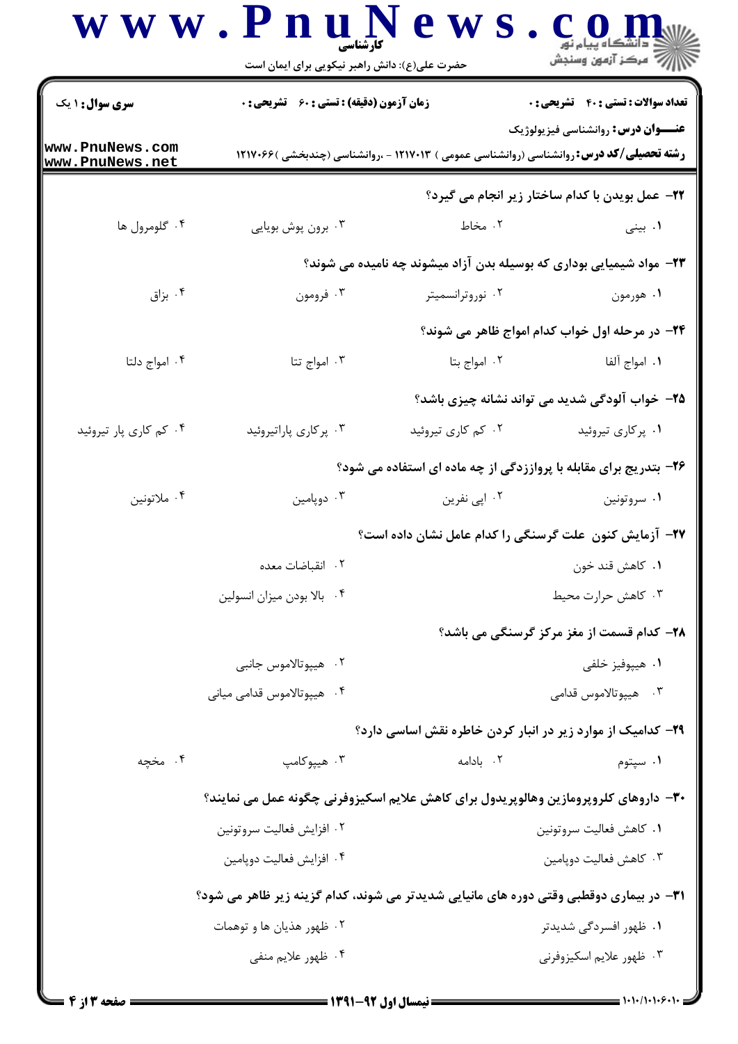**سری سوال:** ۱ یک

**زمان آزمون (دقیقه) : تستی : ۶۰ تشریحی : ۰**

**تعداد سوالات : تستی : ۴۰ تشریحی : ۰**

**عنـــوان درس:** روانشناسی فیزیولوژیک

**رشته تحصیلی/کد درس:** روانشناسی (روانشناسی عمومی ) ۱۲۱۷۰۱۳ - ،روانشناسی (چندبخشی )۱۲۱۷۰۶۶

**۲۲- عمل بوییدن با کدام ساختار زیر انجام می گیرد؟**

۱. بینی
۲. مخاط
۳. برون پوش بویایی
۴. گلومرول ها

**۲۳- مواد شیمیایی بوداری که بوسیله بدن آزاد میشوند چه نامیده می شوند؟**

۱. هورمون
۲. نوروترانسمیتر
۳. فرومون
۴. بزاق

**۲۴- در مرحله اول خواب کدام امواج ظاهر می شوند؟**

۱. امواج آلفا
۲. امواج بتا
۳. امواج تتا
۴. امواج دلتا

**۲۵- خواب آلودگی شدید می تواند نشانه چیزی باشد؟**

۱. پرکاری تیروئید
۲. کم کاری تیروئید
۳. پرکاری پاراتیروئید
۴. کم کاری پار تیروئید

**۲۶- بتدریج برای مقابله با پرواززدگی از چه ماده ای استفاده می شود؟**

۱. سروتونین
۲. اپی نفرین
۳. دوپامین
۴. ملاتونین

**۲۷- آزمایش کنون علت گرسنگی را کدام عامل نشان داده است؟**

۱. کاهش قند خون
۲. انقباضات معده
۳. کاهش حرارت محیط
۴. بالا بودن میزان انسولین

**۲۸- کدام قسمت از مغز مرکز گرسنگی می باشد؟**

۱. هیپوفیز خلفی
۲. هیپوتالاموس جانبی
۳. هیپوتالاموس قدامی
۴. هیپوتالاموس قدامی میانی

**۲۹- کدامیک از موارد زیر در انبار کردن خاطره نقش اساسی دارد؟**

۱. سپتوم
۲. بادامه
۳. هیپوکامپ
۴. مخچه

**۳۰- داروهای کلروپرومازین وهالوپریدول برای کاهش علایم اسکیزوفرنی چگونه عمل می نمایند؟**

۱. کاهش فعالیت سروتونین
۲. افزایش فعالیت سروتونین
۳. کاهش فعالیت دوپامین
۴. افزایش فعالیت دوپامین

**۳۱- در بیماری دوقطبی وقتی دوره های مانیایی شدیدتر می شوند، کدام گزینه زیر ظاهر می شود؟**

۱. ظهور افسردگی شدیدتر
۲. ظهور هذیان ها و توهمات
۳. ظهور علایم اسکیزوفرنی
۴. ظهور علایم منفی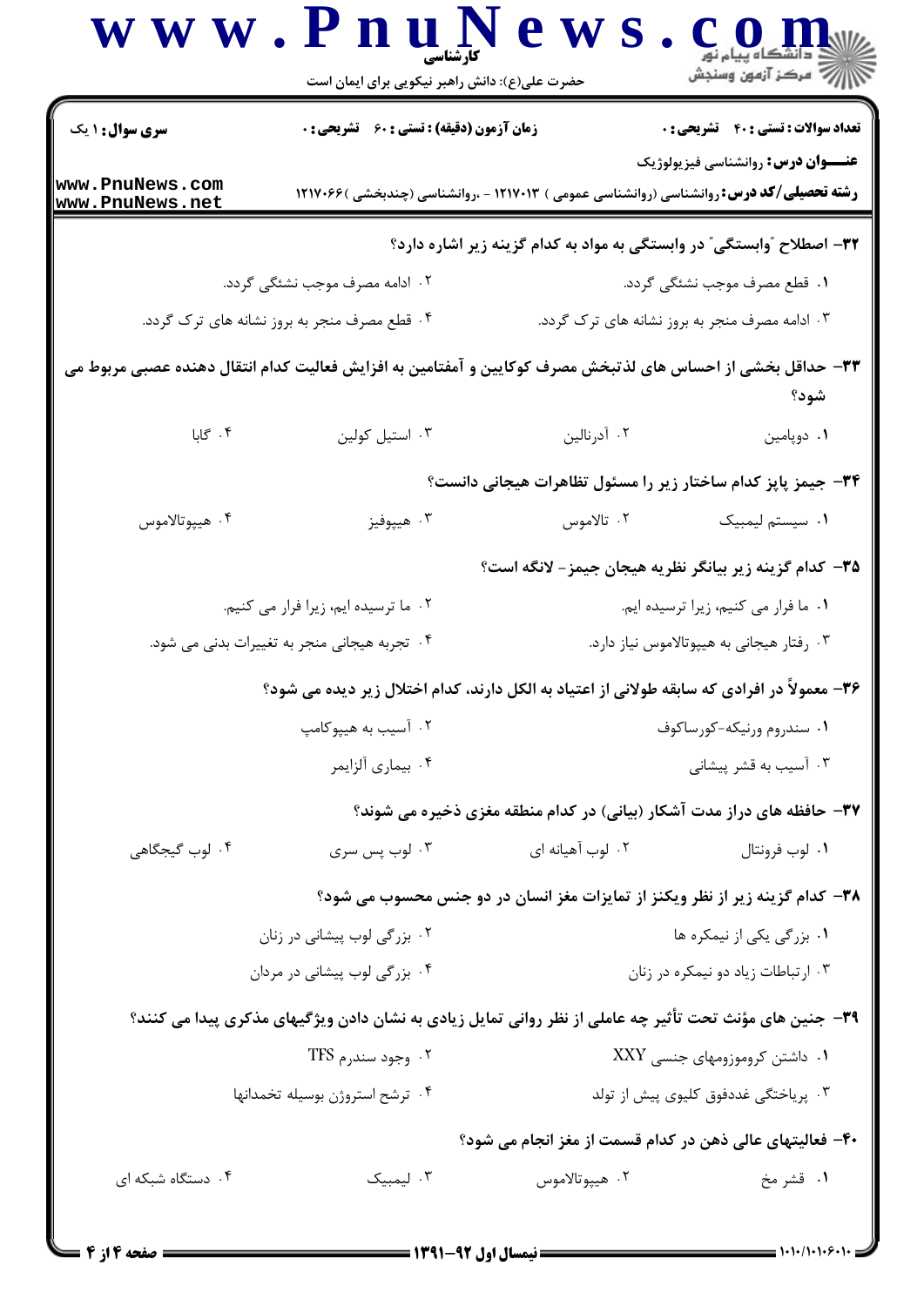**تعداد سوالات : تستی : ۴۰ تشریحی : ۰** | **زمان آزمون (دقیقه) : تستی : ۶۰ تشریحی : ۰** | **سری سوال : ۱ یک**

**عنـــوان درس :** روانشناسی فیزیولوژیک

**رشته تحصیلی/کد درس :** روانشناسی (روانشناسی عمومی ) ۱۲۱۷۰۱۳ - ،روانشناسی (چندبخشی )۱۲۱۷۰۶۶

**۳۲- اصطلاح "وابستگی" در وابستگی به مواد به کدام گزینه زیر اشاره دارد؟**

۱. قطع مصرف موجب نشئگی گردد.

۲. ادامه مصرف موجب نشئگی گردد.

۳. ادامه مصرف منجر به بروز نشانه های ترک گردد.

۴. قطع مصرف منجر به بروز نشانه های ترک گردد.

**۳۳- حداقل بخشی از احساس های لذتبخش مصرف کوکایین و آمفتامین به افزایش فعالیت کدام انتقال دهنده عصبی مربوط می شود؟**

۱. دوپامین

۲. آدرنالین

۳. استیل کولین

۴. گابا

**۳۴- جیمز پاپز کدام ساختار زیر را مسئول تظاهرات هیجانی دانست؟**

۱. سیستم لیمبیک

۲. تالاموس

۳. هیپوفیز

۴. هیپوتالاموس

**۳۵- کدام گزینه زیر بیانگر نظریه هیجان جیمز- لانگه است؟**

۱. ما فرار می کنیم، زیرا ترسیده ایم.

۲. ما ترسیده ایم، زیرا فرار می کنیم.

۳. رفتار هیجانی به هیپوتالاموس نیاز دارد.

۴. تجربه هیجانی منجر به تغییرات بدنی می شود.

**۳۶- معمولاً در افرادی که سابقه طولانی از اعتیاد به الکل دارند، کدام اختلال زیر دیده می شود؟**

۱. سندروم ورنیکه-کورساکوف

۲. آسیب به هیپوکامپ

۳. آسیب به قشر پیشانی

۴. بیماری آلزایمر

**۳۷- حافظه های دراز مدت آشکار (بیانی) در کدام منطقه مغزی ذخیره می شوند؟**

۱. لوب فرونتال

۲. لوب آهیانه ای

۳. لوب پس سری

۴. لوب گیجگاهی

**۳۸- کدام گزینه زیر از نظر ویکنز از تمایزات مغز انسان در دو جنس محسوب می شود؟**

۱. بزرگی یکی از نیمکره ها

۲. بزرگی لوب پیشانی در زنان

۳. ارتباطات زیاد دو نیمکره در زنان

۴. بزرگی لوب پیشانی در مردان

**۳۹- جنین های مؤنث تحت تأثیر چه عاملی از نظر روانی تمایل زیادی به نشان دادن ویژگیهای مذکری پیدا می کنند؟**

۱. داشتن کروموزومهای جنسی XXY

۲. وجود سندرم TFS

۳. پرپاختگی غددفوق کلیوی پیش از تولد

۴. ترشح استروژن بوسیله تخمدانها

**۴۰- فعالیتهای عالی ذهن در کدام قسمت از مغز انجام می شود؟**

۱. قشر مخ

۲. هیپوتالاموس

۳. لیمبیک

۴. دستگاه شبکه ای